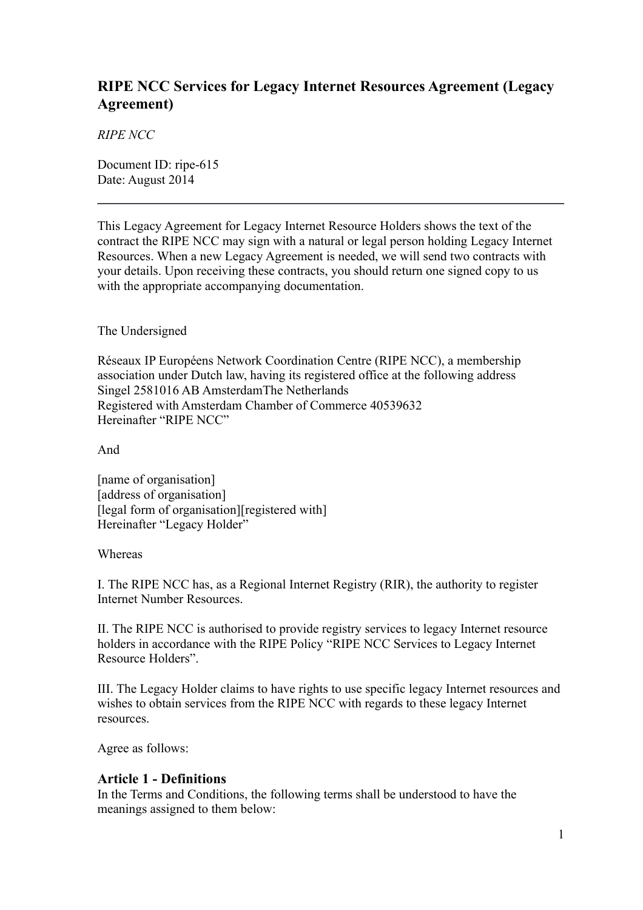# RIPE NCC Services for Legacy Internet Resources Agreement (Legacy Agreement)

*RIPE NCC*

Document ID: ripe-615
Date: August 2014

---

This Legacy Agreement for Legacy Internet Resource Holders shows the text of the contract the RIPE NCC may sign with a natural or legal person holding Legacy Internet Resources. When a new Legacy Agreement is needed, we will send two contracts with your details. Upon receiving these contracts, you should return one signed copy to us with the appropriate accompanying documentation.

The Undersigned

Réseaux IP Européens Network Coordination Centre (RIPE NCC), a membership association under Dutch law, having its registered office at the following address
Singel 2581016 AB AmsterdamThe Netherlands
Registered with Amsterdam Chamber of Commerce 40539632
Hereinafter "RIPE NCC"

And

[name of organisation]
[address of organisation]
[legal form of organisation][registered with]
Hereinafter "Legacy Holder"

Whereas

I. The RIPE NCC has, as a Regional Internet Registry (RIR), the authority to register Internet Number Resources.

II. The RIPE NCC is authorised to provide registry services to legacy Internet resource holders in accordance with the RIPE Policy "RIPE NCC Services to Legacy Internet Resource Holders".

III. The Legacy Holder claims to have rights to use specific legacy Internet resources and wishes to obtain services from the RIPE NCC with regards to these legacy Internet resources.

Agree as follows:

## Article 1 - Definitions

In the Terms and Conditions, the following terms shall be understood to have the meanings assigned to them below: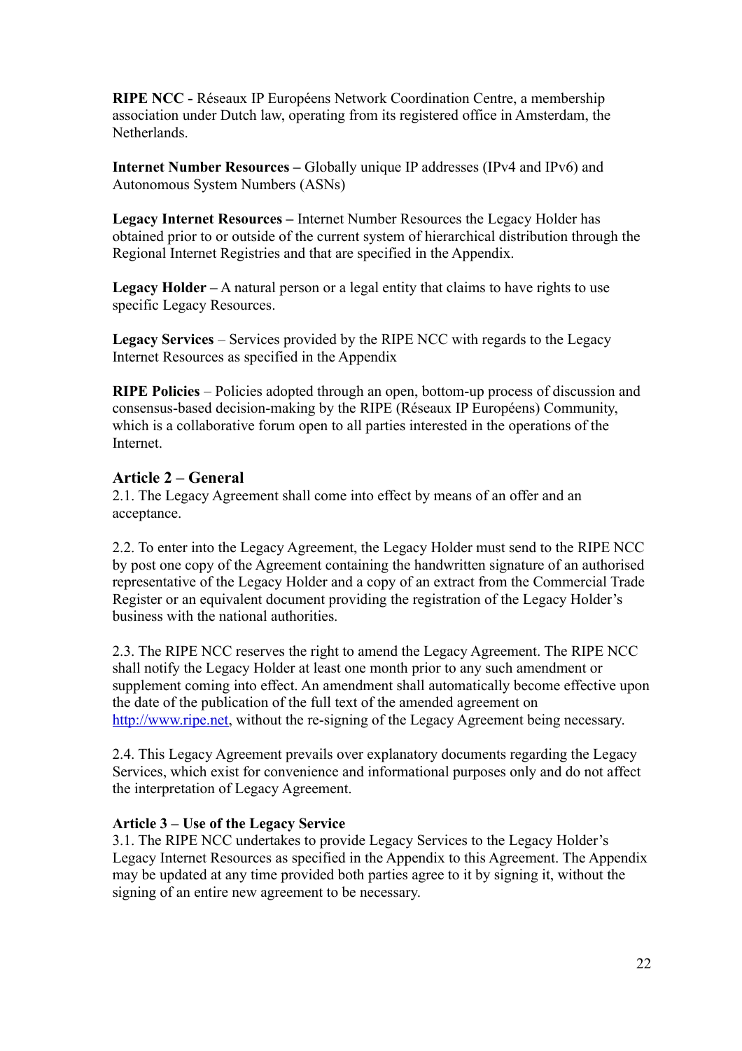**RIPE NCC -** Réseaux IP Européens Network Coordination Centre, a membership association under Dutch law, operating from its registered office in Amsterdam, the Netherlands.

**Internet Number Resources –** Globally unique IP addresses (IPv4 and IPv6) and Autonomous System Numbers (ASNs)

**Legacy Internet Resources –** Internet Number Resources the Legacy Holder has obtained prior to or outside of the current system of hierarchical distribution through the Regional Internet Registries and that are specified in the Appendix.

**Legacy Holder –** A natural person or a legal entity that claims to have rights to use specific Legacy Resources.

**Legacy Services** – Services provided by the RIPE NCC with regards to the Legacy Internet Resources as specified in the Appendix

**RIPE Policies** – Policies adopted through an open, bottom-up process of discussion and consensus-based decision-making by the RIPE (Réseaux IP Européens) Community, which is a collaborative forum open to all parties interested in the operations of the Internet.

## Article 2 – General

2.1. The Legacy Agreement shall come into effect by means of an offer and an acceptance.

2.2. To enter into the Legacy Agreement, the Legacy Holder must send to the RIPE NCC by post one copy of the Agreement containing the handwritten signature of an authorised representative of the Legacy Holder and a copy of an extract from the Commercial Trade Register or an equivalent document providing the registration of the Legacy Holder's business with the national authorities.

2.3. The RIPE NCC reserves the right to amend the Legacy Agreement. The RIPE NCC shall notify the Legacy Holder at least one month prior to any such amendment or supplement coming into effect. An amendment shall automatically become effective upon the date of the publication of the full text of the amended agreement on http://www.ripe.net, without the re-signing of the Legacy Agreement being necessary.

2.4. This Legacy Agreement prevails over explanatory documents regarding the Legacy Services, which exist for convenience and informational purposes only and do not affect the interpretation of Legacy Agreement.

### Article 3 – Use of the Legacy Service

3.1. The RIPE NCC undertakes to provide Legacy Services to the Legacy Holder's Legacy Internet Resources as specified in the Appendix to this Agreement. The Appendix may be updated at any time provided both parties agree to it by signing it, without the signing of an entire new agreement to be necessary.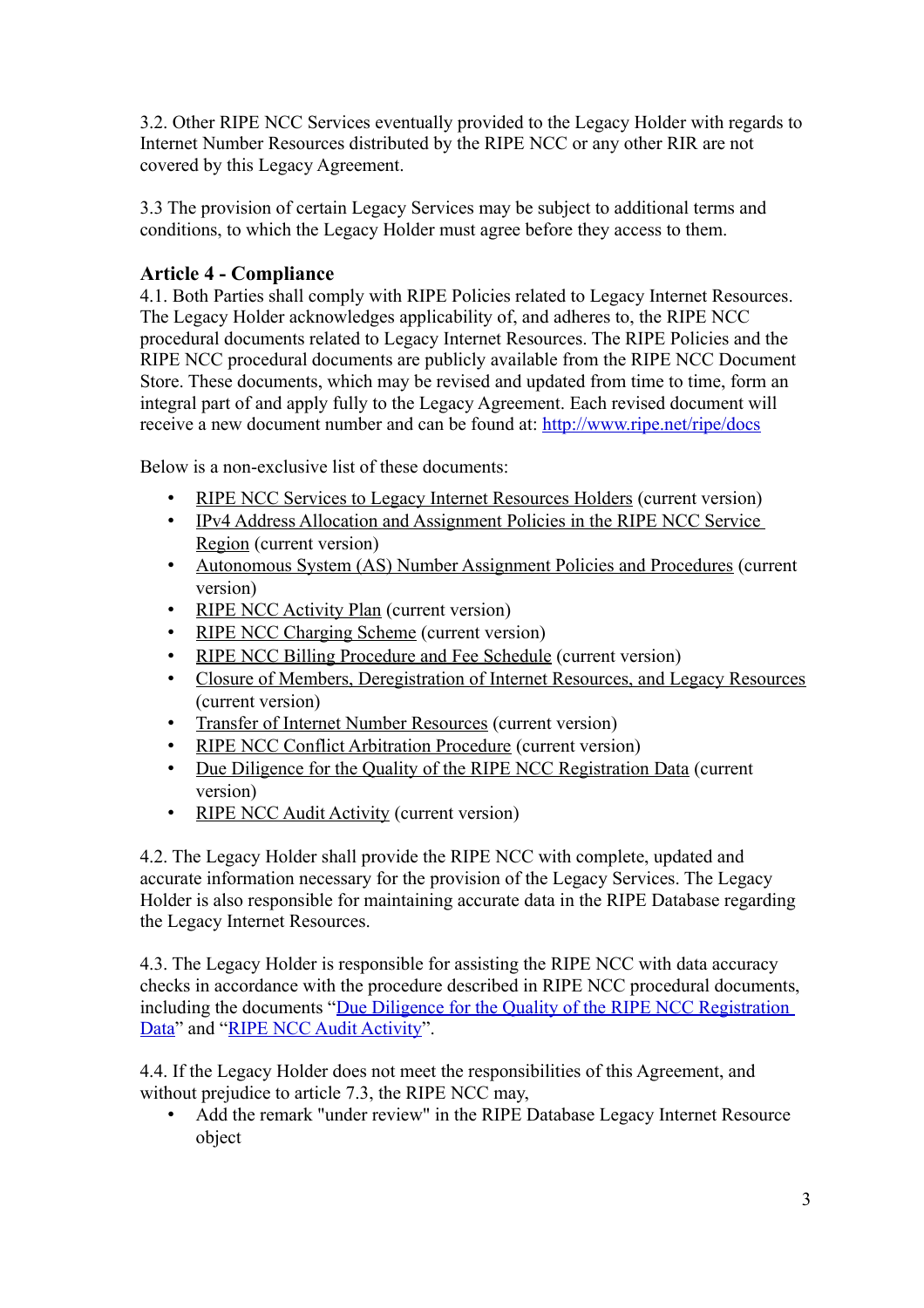3.2. Other RIPE NCC Services eventually provided to the Legacy Holder with regards to Internet Number Resources distributed by the RIPE NCC or any other RIR are not covered by this Legacy Agreement.

3.3 The provision of certain Legacy Services may be subject to additional terms and conditions, to which the Legacy Holder must agree before they access to them.

## Article 4 - Compliance

4.1. Both Parties shall comply with RIPE Policies related to Legacy Internet Resources. The Legacy Holder acknowledges applicability of, and adheres to, the RIPE NCC procedural documents related to Legacy Internet Resources. The RIPE Policies and the RIPE NCC procedural documents are publicly available from the RIPE NCC Document Store. These documents, which may be revised and updated from time to time, form an integral part of and apply fully to the Legacy Agreement. Each revised document will receive a new document number and can be found at: http://www.ripe.net/ripe/docs

Below is a non-exclusive list of these documents:

- RIPE NCC Services to Legacy Internet Resources Holders (current version)
- IPv4 Address Allocation and Assignment Policies in the RIPE NCC Service Region (current version)
- Autonomous System (AS) Number Assignment Policies and Procedures (current version)
- RIPE NCC Activity Plan (current version)
- RIPE NCC Charging Scheme (current version)
- RIPE NCC Billing Procedure and Fee Schedule (current version)
- Closure of Members, Deregistration of Internet Resources, and Legacy Resources (current version)
- Transfer of Internet Number Resources (current version)
- RIPE NCC Conflict Arbitration Procedure (current version)
- Due Diligence for the Quality of the RIPE NCC Registration Data (current version)
- RIPE NCC Audit Activity (current version)

4.2. The Legacy Holder shall provide the RIPE NCC with complete, updated and accurate information necessary for the provision of the Legacy Services. The Legacy Holder is also responsible for maintaining accurate data in the RIPE Database regarding the Legacy Internet Resources.

4.3. The Legacy Holder is responsible for assisting the RIPE NCC with data accuracy checks in accordance with the procedure described in RIPE NCC procedural documents, including the documents "Due Diligence for the Quality of the RIPE NCC Registration Data" and "RIPE NCC Audit Activity".

4.4. If the Legacy Holder does not meet the responsibilities of this Agreement, and without prejudice to article 7.3, the RIPE NCC may,

- Add the remark "under review" in the RIPE Database Legacy Internet Resource object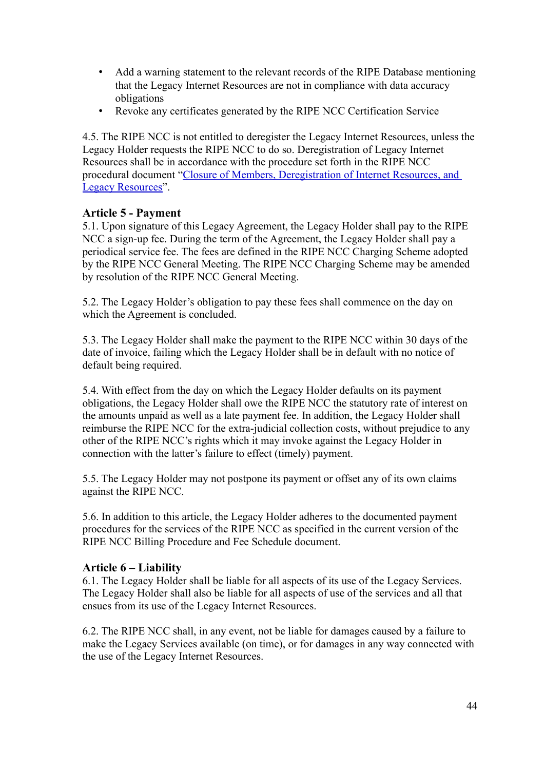- Add a warning statement to the relevant records of the RIPE Database mentioning that the Legacy Internet Resources are not in compliance with data accuracy obligations
- Revoke any certificates generated by the RIPE NCC Certification Service

4.5. The RIPE NCC is not entitled to deregister the Legacy Internet Resources, unless the Legacy Holder requests the RIPE NCC to do so. Deregistration of Legacy Internet Resources shall be in accordance with the procedure set forth in the RIPE NCC procedural document "Closure of Members, Deregistration of Internet Resources, and Legacy Resources".

### Article 5 - Payment

5.1. Upon signature of this Legacy Agreement, the Legacy Holder shall pay to the RIPE NCC a sign-up fee. During the term of the Agreement, the Legacy Holder shall pay a periodical service fee. The fees are defined in the RIPE NCC Charging Scheme adopted by the RIPE NCC General Meeting. The RIPE NCC Charging Scheme may be amended by resolution of the RIPE NCC General Meeting.

5.2. The Legacy Holder's obligation to pay these fees shall commence on the day on which the Agreement is concluded.

5.3. The Legacy Holder shall make the payment to the RIPE NCC within 30 days of the date of invoice, failing which the Legacy Holder shall be in default with no notice of default being required.

5.4. With effect from the day on which the Legacy Holder defaults on its payment obligations, the Legacy Holder shall owe the RIPE NCC the statutory rate of interest on the amounts unpaid as well as a late payment fee. In addition, the Legacy Holder shall reimburse the RIPE NCC for the extra-judicial collection costs, without prejudice to any other of the RIPE NCC's rights which it may invoke against the Legacy Holder in connection with the latter's failure to effect (timely) payment.

5.5. The Legacy Holder may not postpone its payment or offset any of its own claims against the RIPE NCC.

5.6. In addition to this article, the Legacy Holder adheres to the documented payment procedures for the services of the RIPE NCC as specified in the current version of the RIPE NCC Billing Procedure and Fee Schedule document.

### Article 6 – Liability

6.1. The Legacy Holder shall be liable for all aspects of its use of the Legacy Services. The Legacy Holder shall also be liable for all aspects of use of the services and all that ensues from its use of the Legacy Internet Resources.

6.2. The RIPE NCC shall, in any event, not be liable for damages caused by a failure to make the Legacy Services available (on time), or for damages in any way connected with the use of the Legacy Internet Resources.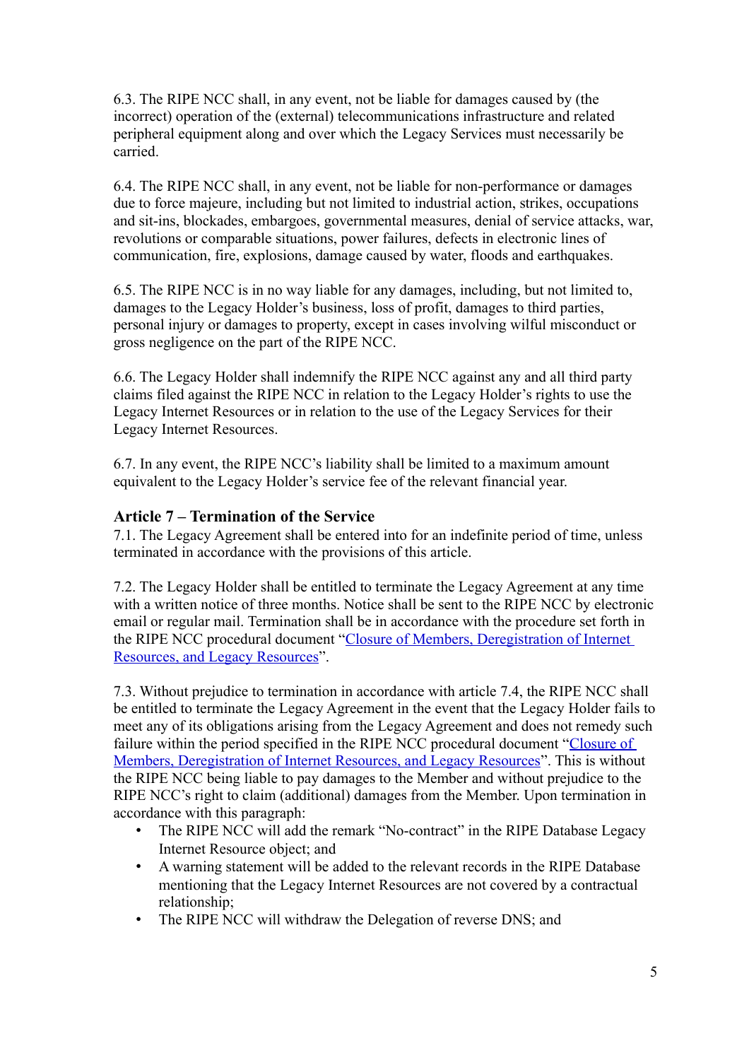6.3. The RIPE NCC shall, in any event, not be liable for damages caused by (the incorrect) operation of the (external) telecommunications infrastructure and related peripheral equipment along and over which the Legacy Services must necessarily be carried.

6.4. The RIPE NCC shall, in any event, not be liable for non-performance or damages due to force majeure, including but not limited to industrial action, strikes, occupations and sit-ins, blockades, embargoes, governmental measures, denial of service attacks, war, revolutions or comparable situations, power failures, defects in electronic lines of communication, fire, explosions, damage caused by water, floods and earthquakes.

6.5. The RIPE NCC is in no way liable for any damages, including, but not limited to, damages to the Legacy Holder's business, loss of profit, damages to third parties, personal injury or damages to property, except in cases involving wilful misconduct or gross negligence on the part of the RIPE NCC.

6.6. The Legacy Holder shall indemnify the RIPE NCC against any and all third party claims filed against the RIPE NCC in relation to the Legacy Holder's rights to use the Legacy Internet Resources or in relation to the use of the Legacy Services for their Legacy Internet Resources.

6.7. In any event, the RIPE NCC's liability shall be limited to a maximum amount equivalent to the Legacy Holder's service fee of the relevant financial year.

### Article 7 – Termination of the Service

7.1. The Legacy Agreement shall be entered into for an indefinite period of time, unless terminated in accordance with the provisions of this article.

7.2. The Legacy Holder shall be entitled to terminate the Legacy Agreement at any time with a written notice of three months. Notice shall be sent to the RIPE NCC by electronic email or regular mail. Termination shall be in accordance with the procedure set forth in the RIPE NCC procedural document "Closure of Members, Deregistration of Internet Resources, and Legacy Resources".

7.3. Without prejudice to termination in accordance with article 7.4, the RIPE NCC shall be entitled to terminate the Legacy Agreement in the event that the Legacy Holder fails to meet any of its obligations arising from the Legacy Agreement and does not remedy such failure within the period specified in the RIPE NCC procedural document "Closure of Members, Deregistration of Internet Resources, and Legacy Resources". This is without the RIPE NCC being liable to pay damages to the Member and without prejudice to the RIPE NCC's right to claim (additional) damages from the Member. Upon termination in accordance with this paragraph:

- The RIPE NCC will add the remark "No-contract" in the RIPE Database Legacy Internet Resource object; and
- A warning statement will be added to the relevant records in the RIPE Database mentioning that the Legacy Internet Resources are not covered by a contractual relationship;
- The RIPE NCC will withdraw the Delegation of reverse DNS; and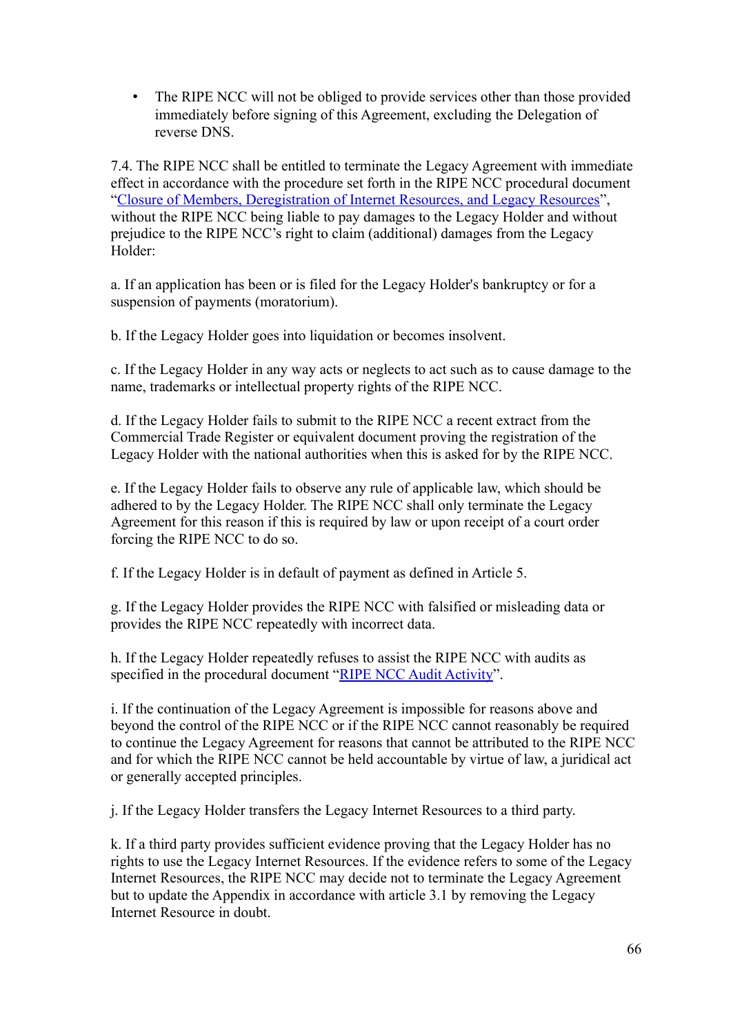- The RIPE NCC will not be obliged to provide services other than those provided immediately before signing of this Agreement, excluding the Delegation of reverse DNS.

7.4. The RIPE NCC shall be entitled to terminate the Legacy Agreement with immediate effect in accordance with the procedure set forth in the RIPE NCC procedural document "Closure of Members, Deregistration of Internet Resources, and Legacy Resources", without the RIPE NCC being liable to pay damages to the Legacy Holder and without prejudice to the RIPE NCC's right to claim (additional) damages from the Legacy Holder:

a. If an application has been or is filed for the Legacy Holder's bankruptcy or for a suspension of payments (moratorium).

b. If the Legacy Holder goes into liquidation or becomes insolvent.

c. If the Legacy Holder in any way acts or neglects to act such as to cause damage to the name, trademarks or intellectual property rights of the RIPE NCC.

d. If the Legacy Holder fails to submit to the RIPE NCC a recent extract from the Commercial Trade Register or equivalent document proving the registration of the Legacy Holder with the national authorities when this is asked for by the RIPE NCC.

e. If the Legacy Holder fails to observe any rule of applicable law, which should be adhered to by the Legacy Holder. The RIPE NCC shall only terminate the Legacy Agreement for this reason if this is required by law or upon receipt of a court order forcing the RIPE NCC to do so.

f. If the Legacy Holder is in default of payment as defined in Article 5.

g. If the Legacy Holder provides the RIPE NCC with falsified or misleading data or provides the RIPE NCC repeatedly with incorrect data.

h. If the Legacy Holder repeatedly refuses to assist the RIPE NCC with audits as specified in the procedural document "RIPE NCC Audit Activity".

i. If the continuation of the Legacy Agreement is impossible for reasons above and beyond the control of the RIPE NCC or if the RIPE NCC cannot reasonably be required to continue the Legacy Agreement for reasons that cannot be attributed to the RIPE NCC and for which the RIPE NCC cannot be held accountable by virtue of law, a juridical act or generally accepted principles.

j. If the Legacy Holder transfers the Legacy Internet Resources to a third party.

k. If a third party provides sufficient evidence proving that the Legacy Holder has no rights to use the Legacy Internet Resources. If the evidence refers to some of the Legacy Internet Resources, the RIPE NCC may decide not to terminate the Legacy Agreement but to update the Appendix in accordance with article 3.1 by removing the Legacy Internet Resource in doubt.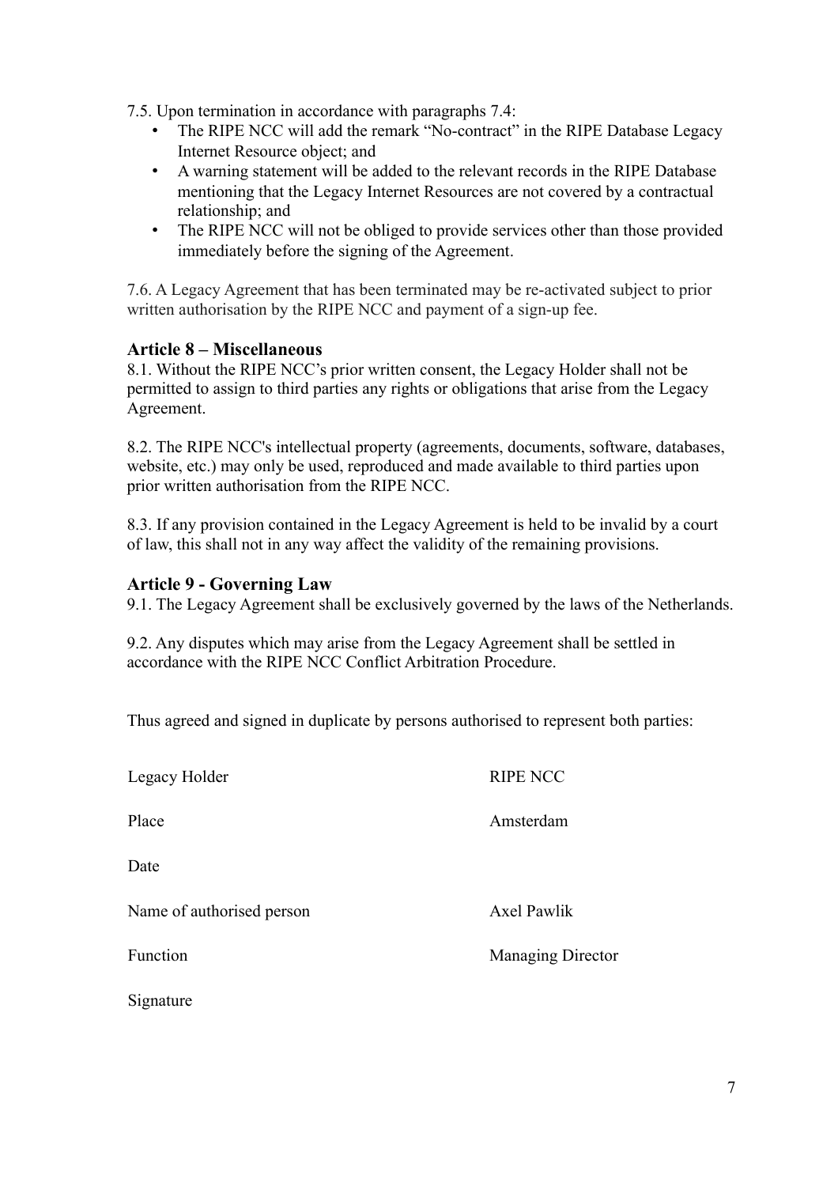7.5. Upon termination in accordance with paragraphs 7.4:

- The RIPE NCC will add the remark "No-contract" in the RIPE Database Legacy Internet Resource object; and
- A warning statement will be added to the relevant records in the RIPE Database mentioning that the Legacy Internet Resources are not covered by a contractual relationship; and
- The RIPE NCC will not be obliged to provide services other than those provided immediately before the signing of the Agreement.

7.6. A Legacy Agreement that has been terminated may be re-activated subject to prior written authorisation by the RIPE NCC and payment of a sign-up fee.

### Article 8 – Miscellaneous

8.1. Without the RIPE NCC's prior written consent, the Legacy Holder shall not be permitted to assign to third parties any rights or obligations that arise from the Legacy Agreement.

8.2. The RIPE NCC's intellectual property (agreements, documents, software, databases, website, etc.) may only be used, reproduced and made available to third parties upon prior written authorisation from the RIPE NCC.

8.3. If any provision contained in the Legacy Agreement is held to be invalid by a court of law, this shall not in any way affect the validity of the remaining provisions.

### Article 9 - Governing Law

9.1. The Legacy Agreement shall be exclusively governed by the laws of the Netherlands.

9.2. Any disputes which may arise from the Legacy Agreement shall be settled in accordance with the RIPE NCC Conflict Arbitration Procedure.

Thus agreed and signed in duplicate by persons authorised to represent both parties:

| Legacy Holder | RIPE NCC |
|---|---|
| Place | Amsterdam |
| Date | |
| Name of authorised person | Axel Pawlik |
| Function | Managing Director |
| Signature | |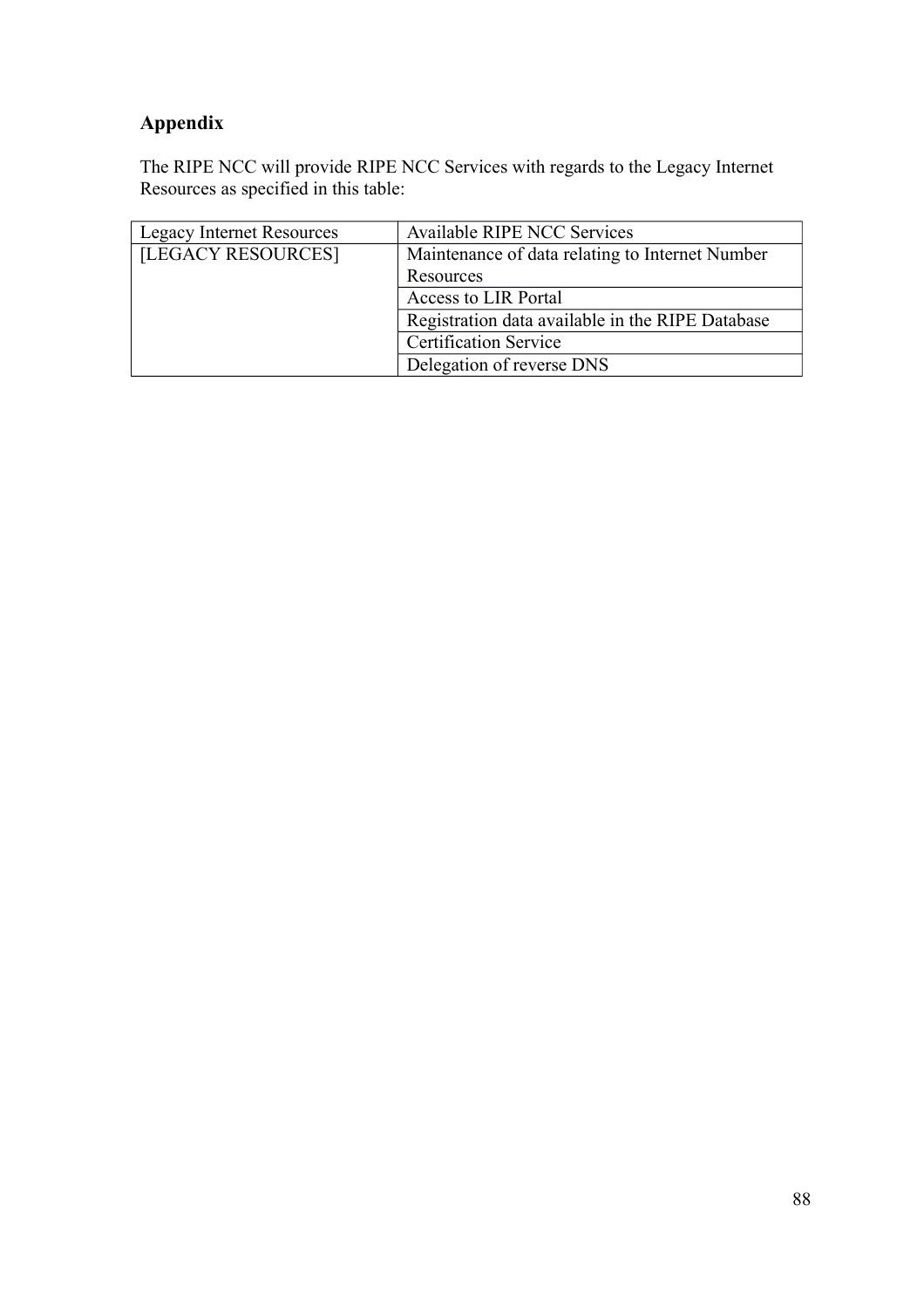## Appendix

The RIPE NCC will provide RIPE NCC Services with regards to the Legacy Internet Resources as specified in this table:

| Legacy Internet Resources | Available RIPE NCC Services |
|---|---|
| [LEGACY RESOURCES] | Maintenance of data relating to Internet Number Resources |
| | Access to LIR Portal |
| | Registration data available in the RIPE Database |
| | Certification Service |
| | Delegation of reverse DNS |